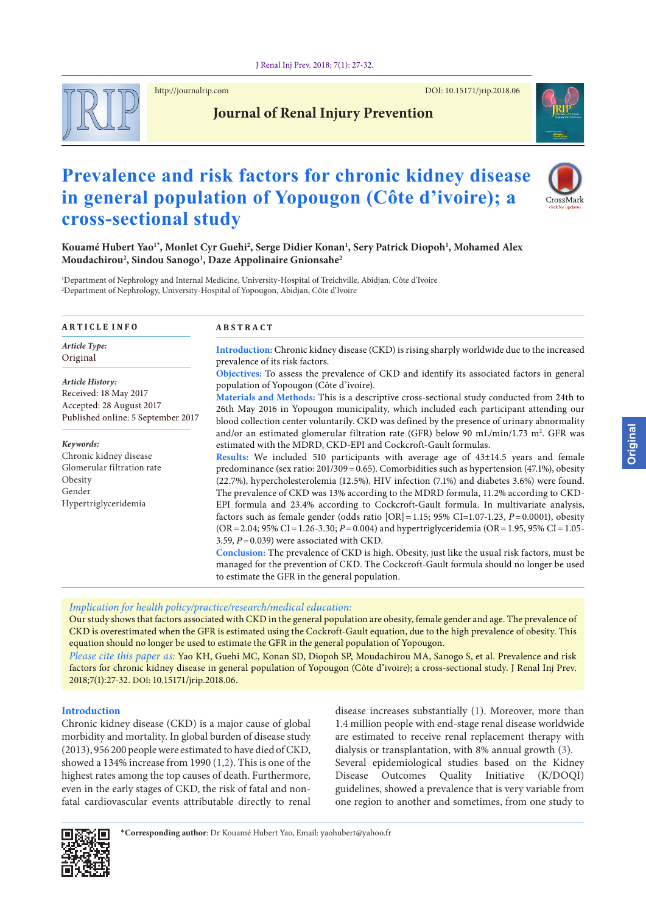# Prevalence and risk factors for chronic kidney disease in general population of Yopougon (Côte d'ivoire); a cross-sectional study

**Kouamé Hubert Yao[1*], Monlet Cyr Guehi[2], Serge Didier Konan[1], Sery Patrick Diopoh[1], Mohamed Alex Moudachirou[2], Sindou Sanogo[1], Daze Appolinaire Gnionsahe[2]**

[1]Department of Nephrology and Internal Medicine, University-Hospital of Treichville, Abidjan, Côte d'Ivoire
[2]Department of Nephrology, University-Hospital of Yopougon, Abidjan, Côte d'Ivoire

## ARTICLE INFO

*Article Type:*
Original

*Article History:*
Received: 18 May 2017
Accepted: 28 August 2017
Published online: 5 September 2017

*Keywords:*
Chronic kidney disease
Glomerular filtration rate
Obesity
Gender
Hypertriglyceridemia

## ABSTRACT

**Introduction:** Chronic kidney disease (CKD) is rising sharply worldwide due to the increased prevalence of its risk factors.

**Objectives:** To assess the prevalence of CKD and identify its associated factors in general population of Yopougon (Côte d'ivoire).

**Materials and Methods:** This is a descriptive cross-sectional study conducted from 24th to 26th May 2016 in Yopougon municipality, which included each participant attending our blood collection center voluntarily. CKD was defined by the presence of urinary abnormality and/or an estimated glomerular filtration rate (GFR) below 90 mL/min/1.73 m$^2$. GFR was estimated with the MDRD, CKD-EPI and Cockcroft-Gault formulas.

**Results:** We included 510 participants with average age of 43±14.5 years and female predominance (sex ratio: 201/309 = 0.65). Comorbidities such as hypertension (47.1%), obesity (22.7%), hypercholesterolemia (12.5%), HIV infection (7.1%) and diabetes 3.6%) were found. The prevalence of CKD was 13% according to the MDRD formula, 11.2% according to CKD-EPI formula and 23.4% according to Cockcroft-Gault formula. In multivariate analysis, factors such as female gender (odds ratio [OR] = 1.15; 95% CI=1.07-1.23, $P$ = 0.0001), obesity (OR = 2.04; 95% CI = 1.26-3.30; $P$ = 0.004) and hypertriglyceridemia (OR = 1.95, 95% CI = 1.05-3.59, $P$ = 0.039) were associated with CKD.

**Conclusion:** The prevalence of CKD is high. Obesity, just like the usual risk factors, must be managed for the prevention of CKD. The Cockcroft-Gault formula should no longer be used to estimate the GFR in the general population.

*Implication for health policy/practice/research/medical education:*
Our study shows that factors associated with CKD in the general population are obesity, female gender and age. The prevalence of CKD is overestimated when the GFR is estimated using the Cockroft-Gault equation, due to the high prevalence of obesity. This equation should no longer be used to estimate the GFR in the general population of Yopougon.

*Please cite this paper as:* Yao KH, Guehi MC, Konan SD, Diopoh SP, Moudachirou MA, Sanogo S, et al. Prevalence and risk factors for chronic kidney disease in general population of Yopougon (Côte d'ivoire); a cross-sectional study. J Renal Inj Prev. 2018;7(1):27-32. DOI: 10.15171/jrip.2018.06.

## Introduction

Chronic kidney disease (CKD) is a major cause of global morbidity and mortality. In global burden of disease study (2013), 956 200 people were estimated to have died of CKD, showed a 134% increase from 1990 (1,2). This is one of the highest rates among the top causes of death. Furthermore, even in the early stages of CKD, the risk of fatal and non-fatal cardiovascular events attributable directly to renal disease increases substantially (1). Moreover, more than 1.4 million people with end-stage renal disease worldwide are estimated to receive renal replacement therapy with dialysis or transplantation, with 8% annual growth (3). Several epidemiological studies based on the Kidney Disease Outcomes Quality Initiative (K/DOQI) guidelines, showed a prevalence that is very variable from one region to another and sometimes, from one study to

*Corresponding author: Dr Kouamé Hubert Yao, Email: yaohubert@yahoo.fr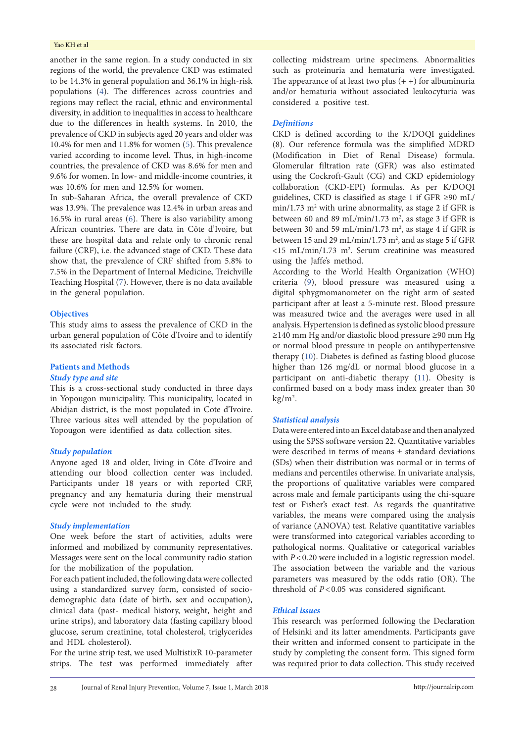another in the same region. In a study conducted in six regions of the world, the prevalence CKD was estimated to be 14.3% in general population and 36.1% in high-risk populations (4). The differences across countries and regions may reflect the racial, ethnic and environmental diversity, in addition to inequalities in access to healthcare due to the differences in health systems. In 2010, the prevalence of CKD in subjects aged 20 years and older was 10.4% for men and 11.8% for women (5). This prevalence varied according to income level. Thus, in high-income countries, the prevalence of CKD was 8.6% for men and 9.6% for women. In low- and middle-income countries, it was 10.6% for men and 12.5% for women.

In sub-Saharan Africa, the overall prevalence of CKD was 13.9%. The prevalence was 12.4% in urban areas and 16.5% in rural areas (6). There is also variability among African countries. There are data in Côte d'Ivoire, but these are hospital data and relate only to chronic renal failure (CRF), i.e. the advanced stage of CKD. These data show that, the prevalence of CRF shifted from 5.8% to 7.5% in the Department of Internal Medicine, Treichville Teaching Hospital (7). However, there is no data available in the general population.

## Objectives

This study aims to assess the prevalence of CKD in the urban general population of Côte d'Ivoire and to identify its associated risk factors.

## Patients and Methods

### *Study type and site*

This is a cross-sectional study conducted in three days in Yopougon municipality. This municipality, located in Abidjan district, is the most populated in Cote d'Ivoire. Three various sites well attended by the population of Yopougon were identified as data collection sites.

### *Study population*

Anyone aged 18 and older, living in Côte d'Ivoire and attending our blood collection center was included. Participants under 18 years or with reported CRF, pregnancy and any hematuria during their menstrual cycle were not included to the study.

### *Study implementation*

One week before the start of activities, adults were informed and mobilized by community representatives. Messages were sent on the local community radio station for the mobilization of the population.

For each patient included, the following data were collected using a standardized survey form, consisted of socio-demographic data (date of birth, sex and occupation), clinical data (past- medical history, weight, height and urine strips), and laboratory data (fasting capillary blood glucose, serum creatinine, total cholesterol, triglycerides and HDL cholesterol).

For the urine strip test, we used MultistixR 10-parameter strips. The test was performed immediately after collecting midstream urine specimens. Abnormalities such as proteinuria and hematuria were investigated. The appearance of at least two plus (+ +) for albuminuria and/or hematuria without associated leukocyturia was considered a positive test.

### *Definitions*

CKD is defined according to the K/DOQI guidelines (8). Our reference formula was the simplified MDRD (Modification in Diet of Renal Disease) formula. Glomerular filtration rate (GFR) was also estimated using the Cockroft-Gault (CG) and CKD epidemiology collaboration (CKD-EPI) formulas. As per K/DOQI guidelines, CKD is classified as stage 1 if GFR ≥90 mL/min/1.73 $m^2$ with urine abnormality, as stage 2 if GFR is between 60 and 89 mL/min/1.73 $m^2$, as stage 3 if GFR is between 30 and 59 mL/min/1.73 $m^2$, as stage 4 if GFR is between 15 and 29 mL/min/1.73 $m^2$, and as stage 5 if GFR <15 mL/min/1.73 $m^2$. Serum creatinine was measured using the Jaffe's method.

According to the World Health Organization (WHO) criteria (9), blood pressure was measured using a digital sphygmomanometer on the right arm of seated participant after at least a 5-minute rest. Blood pressure was measured twice and the averages were used in all analysis. Hypertension is defined as systolic blood pressure ≥140 mm Hg and/or diastolic blood pressure ≥90 mm Hg or normal blood pressure in people on antihypertensive therapy (10). Diabetes is defined as fasting blood glucose higher than 126 mg/dL or normal blood glucose in a participant on anti-diabetic therapy (11). Obesity is confirmed based on a body mass index greater than 30 kg/$m^2$.

### *Statistical analysis*

Data were entered into an Excel database and then analyzed using the SPSS software version 22. Quantitative variables were described in terms of means ± standard deviations (SDs) when their distribution was normal or in terms of medians and percentiles otherwise. In univariate analysis, the proportions of qualitative variables were compared across male and female participants using the chi-square test or Fisher's exact test. As regards the quantitative variables, the means were compared using the analysis of variance (ANOVA) test. Relative quantitative variables were transformed into categorical variables according to pathological norms. Qualitative or categorical variables with $P < 0.20$ were included in a logistic regression model. The association between the variable and the various parameters was measured by the odds ratio (OR). The threshold of $P < 0.05$ was considered significant.

### *Ethical issues*

This research was performed following the Declaration of Helsinki and its latter amendments. Participants gave their written and informed consent to participate in the study by completing the consent form. This signed form was required prior to data collection. This study received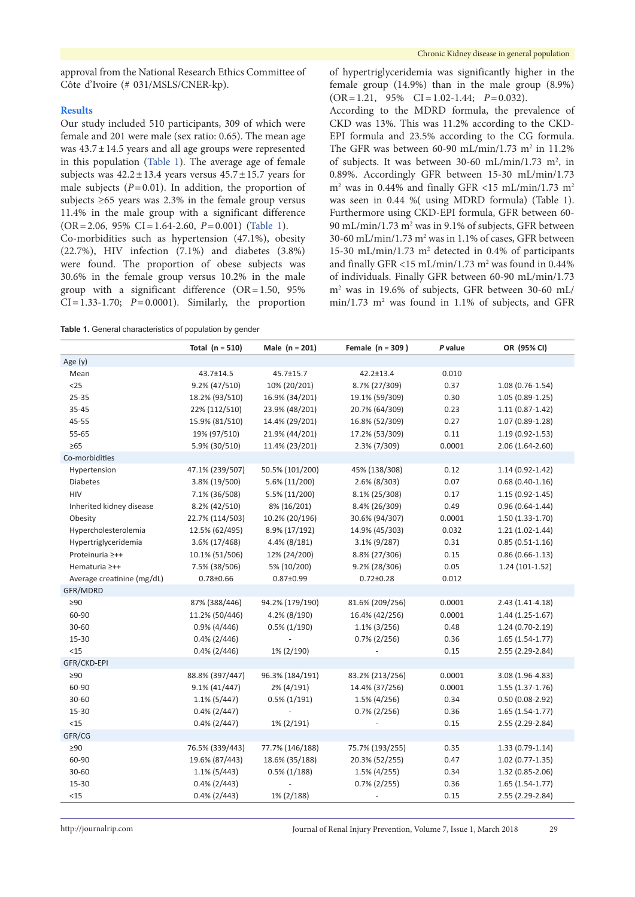approval from the National Research Ethics Committee of Côte d'Ivoire (# 031/MSLS/CNER-kp).

## Results

Our study included 510 participants, 309 of which were female and 201 were male (sex ratio: 0.65). The mean age was 43.7 ± 14.5 years and all age groups were represented in this population (Table 1). The average age of female subjects was 42.2 ± 13.4 years versus 45.7 ± 15.7 years for male subjects ($P$ = 0.01). In addition, the proportion of subjects ≥65 years was 2.3% in the female group versus 11.4% in the male group with a significant difference (OR = 2.06, 95% CI = 1.64-2.60, $P$ = 0.001) (Table 1).

Co-morbidities such as hypertension (47.1%), obesity (22.7%), HIV infection (7.1%) and diabetes (3.8%) were found. The proportion of obese subjects was 30.6% in the female group versus 10.2% in the male group with a significant difference (OR = 1.50, 95% CI = 1.33-1.70; $P$ = 0.0001). Similarly, the proportion of hypertriglyceridemia was significantly higher in the female group (14.9%) than in the male group (8.9%) (OR = 1.21, 95% CI = 1.02-1.44; $P$ = 0.032).

According to the MDRD formula, the prevalence of CKD was 13%. This was 11.2% according to the CKD-EPI formula and 23.5% according to the CG formula. The GFR was between 60-90 mL/min/1.73 m$^2$ in 11.2% of subjects. It was between 30-60 mL/min/1.73 m$^2$, in 0.89%. Accordingly GFR between 15-30 mL/min/1.73 m$^2$ was in 0.44% and finally GFR <15 mL/min/1.73 m$^2$ was seen in 0.44 %( using MDRD formula) (Table 1). Furthermore using CKD-EPI formula, GFR between 60-90 mL/min/1.73 m$^2$ was in 9.1% of subjects, GFR between 30-60 mL/min/1.73 m$^2$ was in 1.1% of cases, GFR between 15-30 mL/min/1.73 m$^2$ detected in 0.4% of participants and finally GFR <15 mL/min/1.73 m$^2$ was found in 0.44% of individuals. Finally GFR between 60-90 mL/min/1.73 m$^2$ was in 19.6% of subjects, GFR between 30-60 mL/min/1.73 m$^2$ was found in 1.1% of subjects, and GFR

**Table 1.** General characteristics of population by gender

| | Total (n = 510) | Male (n = 201) | Female (n = 309 ) | *P* value | OR (95% CI) |
|---|---|---|---|---|---|
| Age (y) | | | | | |
| Mean | 43.7±14.5 | 45.7±15.7 | 42.2±13.4 | 0.010 | |
| <25 | 9.2% (47/510) | 10% (20/201) | 8.7% (27/309) | 0.37 | 1.08 (0.76-1.54) |
| 25-35 | 18.2% (93/510) | 16.9% (34/201) | 19.1% (59/309) | 0.30 | 1.05 (0.89-1.25) |
| 35-45 | 22% (112/510) | 23.9% (48/201) | 20.7% (64/309) | 0.23 | 1.11 (0.87-1.42) |
| 45-55 | 15.9% (81/510) | 14.4% (29/201) | 16.8% (52/309) | 0.27 | 1.07 (0.89-1.28) |
| 55-65 | 19% (97/510) | 21.9% (44/201) | 17.2% (53/309) | 0.11 | 1.19 (0.92-1.53) |
| ≥65 | 5.9% (30/510) | 11.4% (23/201) | 2.3% (7/309) | 0.0001 | 2.06 (1.64-2.60) |
| Co-morbidities | | | | | |
| Hypertension | 47.1% (239/507) | 50.5% (101/200) | 45% (138/308) | 0.12 | 1.14 (0.92-1.42) |
| Diabetes | 3.8% (19/500) | 5.6% (11/200) | 2.6% (8/303) | 0.07 | 0.68 (0.40-1.16) |
| HIV | 7.1% (36/508) | 5.5% (11/200) | 8.1% (25/308) | 0.17 | 1.15 (0.92-1.45) |
| Inherited kidney disease | 8.2% (42/510) | 8% (16/201) | 8.4% (26/309) | 0.49 | 0.96 (0.64-1.44) |
| Obesity | 22.7% (114/503) | 10.2% (20/196) | 30.6% (94/307) | 0.0001 | 1.50 (1.33-1.70) |
| Hypercholesterolemia | 12.5% (62/495) | 8.9% (17/192) | 14.9% (45/303) | 0.032 | 1.21 (1.02-1.44) |
| Hypertriglyceridemia | 3.6% (17/468) | 4.4% (8/181) | 3.1% (9/287) | 0.31 | 0.85 (0.51-1.16) |
| Proteinuria ≥++ | 10.1% (51/506) | 12% (24/200) | 8.8% (27/306) | 0.15 | 0.86 (0.66-1.13) |
| Hematuria ≥++ | 7.5% (38/506) | 5% (10/200) | 9.2% (28/306) | 0.05 | 1.24 (101-1.52) |
| Average creatinine (mg/dL) | 0.78±0.66 | 0.87±0.99 | 0.72±0.28 | 0.012 | |
| GFR/MDRD | | | | | |
| ≥90 | 87% (388/446) | 94.2% (179/190) | 81.6% (209/256) | 0.0001 | 2.43 (1.41-4.18) |
| 60-90 | 11.2% (50/446) | 4.2% (8/190) | 16.4% (42/256) | 0.0001 | 1.44 (1.25-1.67) |
| 30-60 | 0.9% (4/446) | 0.5% (1/190) | 1.1% (3/256) | 0.48 | 1.24 (0.70-2.19) |
| 15-30 | 0.4% (2/446) | - | 0.7% (2/256) | 0.36 | 1.65 (1.54-1.77) |
| <15 | 0.4% (2/446) | 1% (2/190) | - | 0.15 | 2.55 (2.29-2.84) |
| GFR/CKD-EPI | | | | | |
| ≥90 | 88.8% (397/447) | 96.3% (184/191) | 83.2% (213/256) | 0.0001 | 3.08 (1.96-4.83) |
| 60-90 | 9.1% (41/447) | 2% (4/191) | 14.4% (37/256) | 0.0001 | 1.55 (1.37-1.76) |
| 30-60 | 1.1% (5/447) | 0.5% (1/191) | 1.5% (4/256) | 0.34 | 0.50 (0.08-2.92) |
| 15-30 | 0.4% (2/447) | - | 0.7% (2/256) | 0.36 | 1.65 (1.54-1.77) |
| <15 | 0.4% (2/447) | 1% (2/191) | - | 0.15 | 2.55 (2.29-2.84) |
| GFR/CG | | | | | |
| ≥90 | 76.5% (339/443) | 77.7% (146/188) | 75.7% (193/255) | 0.35 | 1.33 (0.79-1.14) |
| 60-90 | 19.6% (87/443) | 18.6% (35/188) | 20.3% (52/255) | 0.47 | 1.02 (0.77-1.35) |
| 30-60 | 1.1% (5/443) | 0.5% (1/188) | 1.5% (4/255) | 0.34 | 1.32 (0.85-2.06) |
| 15-30 | 0.4% (2/443) | - | 0.7% (2/255) | 0.36 | 1.65 (1.54-1.77) |
| <15 | 0.4% (2/443) | 1% (2/188) | - | 0.15 | 2.55 (2.29-2.84) |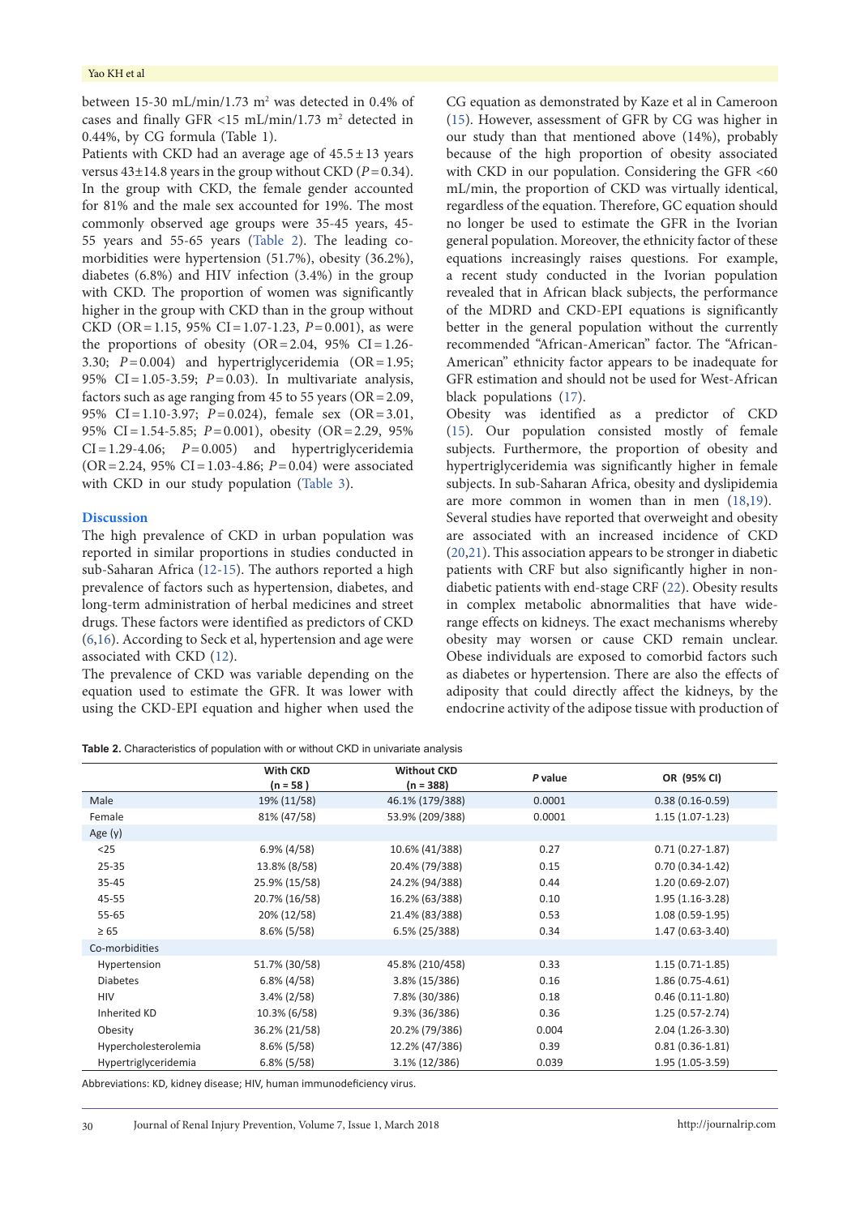between 15-30 mL/min/1.73 m$^2$ was detected in 0.4% of cases and finally GFR <15 mL/min/1.73 m$^2$ detected in 0.44%, by CG formula (Table 1).

Patients with CKD had an average age of 45.5 ± 13 years versus 43±14.8 years in the group without CKD ($P$ = 0.34). In the group with CKD, the female gender accounted for 81% and the male sex accounted for 19%. The most commonly observed age groups were 35-45 years, 45-55 years and 55-65 years (Table 2). The leading co-morbidities were hypertension (51.7%), obesity (36.2%), diabetes (6.8%) and HIV infection (3.4%) in the group with CKD. The proportion of women was significantly higher in the group with CKD than in the group without CKD (OR = 1.15, 95% CI = 1.07-1.23, $P$ = 0.001), as were the proportions of obesity (OR = 2.04, 95% CI = 1.26-3.30; $P$ = 0.004) and hypertriglyceridemia (OR = 1.95; 95% CI = 1.05-3.59; $P$ = 0.03). In multivariate analysis, factors such as age ranging from 45 to 55 years (OR = 2.09, 95% CI = 1.10-3.97; $P$ = 0.024), female sex (OR = 3.01, 95% CI = 1.54-5.85; $P$ = 0.001), obesity (OR = 2.29, 95% CI = 1.29-4.06; $P$ = 0.005) and hypertriglyceridemia (OR = 2.24, 95% CI = 1.03-4.86; $P$ = 0.04) were associated with CKD in our study population (Table 3).

## Discussion

The high prevalence of CKD in urban population was reported in similar proportions in studies conducted in sub-Saharan Africa (12-15). The authors reported a high prevalence of factors such as hypertension, diabetes, and long-term administration of herbal medicines and street drugs. These factors were identified as predictors of CKD (6,16). According to Seck et al, hypertension and age were associated with CKD (12).

The prevalence of CKD was variable depending on the equation used to estimate the GFR. It was lower with using the CKD-EPI equation and higher when used the CG equation as demonstrated by Kaze et al in Cameroon (15). However, assessment of GFR by CG was higher in our study than that mentioned above (14%), probably because of the high proportion of obesity associated with CKD in our population. Considering the GFR <60 mL/min, the proportion of CKD was virtually identical, regardless of the equation. Therefore, GC equation should no longer be used to estimate the GFR in the Ivorian general population. Moreover, the ethnicity factor of these equations increasingly raises questions. For example, a recent study conducted in the Ivorian population revealed that in African black subjects, the performance of the MDRD and CKD-EPI equations is significantly better in the general population without the currently recommended "African-American" factor. The "African-American" ethnicity factor appears to be inadequate for GFR estimation and should not be used for West-African black populations (17).

Obesity was identified as a predictor of CKD (15). Our population consisted mostly of female subjects. Furthermore, the proportion of obesity and hypertriglyceridemia was significantly higher in female subjects. In sub-Saharan Africa, obesity and dyslipidemia are more common in women than in men (18,19).

Several studies have reported that overweight and obesity are associated with an increased incidence of CKD (20,21). This association appears to be stronger in diabetic patients with CRF but also significantly higher in non-diabetic patients with end-stage CRF (22). Obesity results in complex metabolic abnormalities that have wide-range effects on kidneys. The exact mechanisms whereby obesity may worsen or cause CKD remain unclear. Obese individuals are exposed to comorbid factors such as diabetes or hypertension. There are also the effects of adiposity that could directly affect the kidneys, by the endocrine activity of the adipose tissue with production of

**Table 2.** Characteristics of population with or without CKD in univariate analysis

| | With CKD (n = 58 ) | Without CKD (n = 388) | *P* value | OR (95% CI) |
|---|---|---|---|---|
| Male | 19% (11/58) | 46.1% (179/388) | 0.0001 | 0.38 (0.16-0.59) |
| Female | 81% (47/58) | 53.9% (209/388) | 0.0001 | 1.15 (1.07-1.23) |
| Age (y) | | | | |
| <25 | 6.9% (4/58) | 10.6% (41/388) | 0.27 | 0.71 (0.27-1.87) |
| 25-35 | 13.8% (8/58) | 20.4% (79/388) | 0.15 | 0.70 (0.34-1.42) |
| 35-45 | 25.9% (15/58) | 24.2% (94/388) | 0.44 | 1.20 (0.69-2.07) |
| 45-55 | 20.7% (16/58) | 16.2% (63/388) | 0.10 | 1.95 (1.16-3.28) |
| 55-65 | 20% (12/58) | 21.4% (83/388) | 0.53 | 1.08 (0.59-1.95) |
| ≥ 65 | 8.6% (5/58) | 6.5% (25/388) | 0.34 | 1.47 (0.63-3.40) |
| Co-morbidities | | | | |
| Hypertension | 51.7% (30/58) | 45.8% (210/458) | 0.33 | 1.15 (0.71-1.85) |
| Diabetes | 6.8% (4/58) | 3.8% (15/386) | 0.16 | 1.86 (0.75-4.61) |
| HIV | 3.4% (2/58) | 7.8% (30/386) | 0.18 | 0.46 (0.11-1.80) |
| Inherited KD | 10.3% (6/58) | 9.3% (36/386) | 0.36 | 1.25 (0.57-2.74) |
| Obesity | 36.2% (21/58) | 20.2% (79/386) | 0.004 | 2.04 (1.26-3.30) |
| Hypercholesterolemia | 8.6% (5/58) | 12.2% (47/386) | 0.39 | 0.81 (0.36-1.81) |
| Hypertriglyceridemia | 6.8% (5/58) | 3.1% (12/386) | 0.039 | 1.95 (1.05-3.59) |

Abbreviations: KD, kidney disease; HIV, human immunodeficiency virus.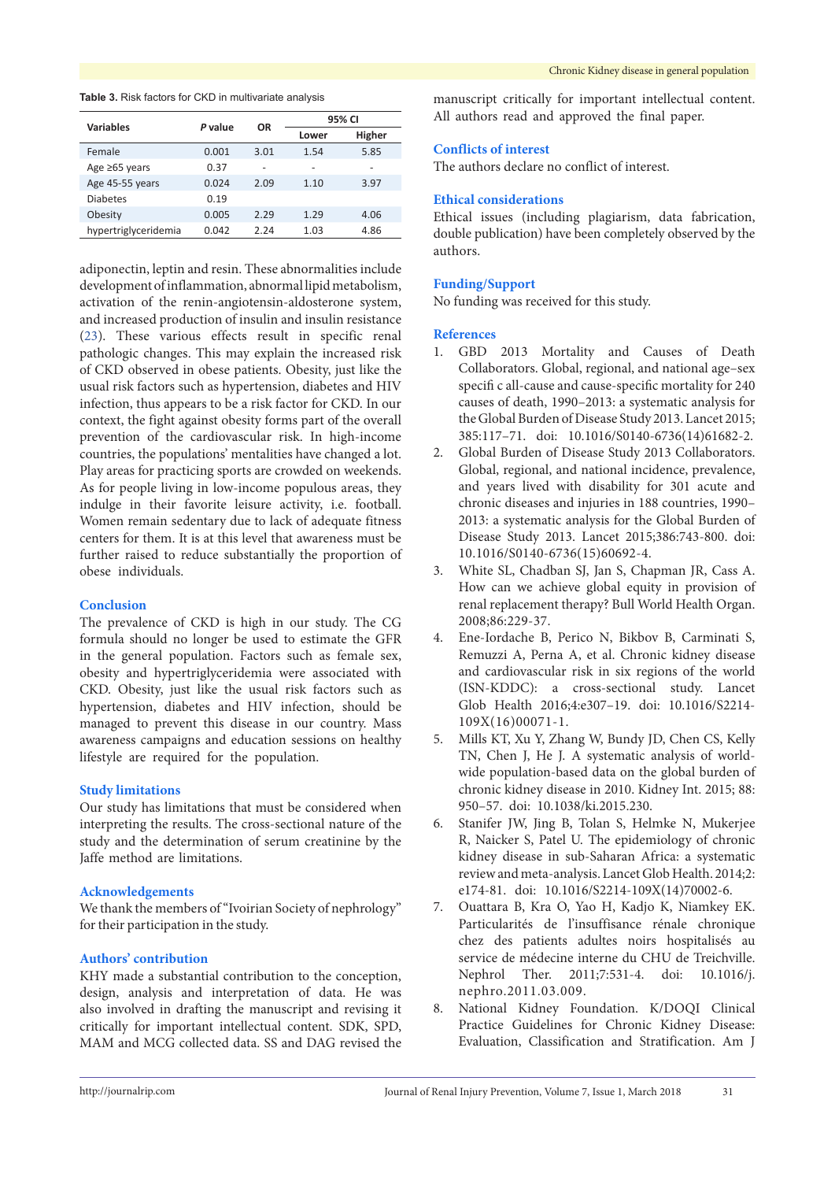**Table 3.** Risk factors for CKD in multivariate analysis

| Variables | *P* value | OR | 95% CI | |
|---|---|---|---|---|
| | | | Lower | Higher |
| Female | 0.001 | 3.01 | 1.54 | 5.85 |
| Age ≥65 years | 0.37 | - | - | - |
| Age 45-55 years | 0.024 | 2.09 | 1.10 | 3.97 |
| Diabetes | 0.19 | | | |
| Obesity | 0.005 | 2.29 | 1.29 | 4.06 |
| hypertriglyceridemia | 0.042 | 2.24 | 1.03 | 4.86 |

adiponectin, leptin and resin. These abnormalities include development of inflammation, abnormal lipid metabolism, activation of the renin-angiotensin-aldosterone system, and increased production of insulin and insulin resistance (23). These various effects result in specific renal pathologic changes. This may explain the increased risk of CKD observed in obese patients. Obesity, just like the usual risk factors such as hypertension, diabetes and HIV infection, thus appears to be a risk factor for CKD. In our context, the fight against obesity forms part of the overall prevention of the cardiovascular risk. In high-income countries, the populations' mentalities have changed a lot. Play areas for practicing sports are crowded on weekends. As for people living in low-income populous areas, they indulge in their favorite leisure activity, i.e. football. Women remain sedentary due to lack of adequate fitness centers for them. It is at this level that awareness must be further raised to reduce substantially the proportion of obese individuals.

## Conclusion

The prevalence of CKD is high in our study. The CG formula should no longer be used to estimate the GFR in the general population. Factors such as female sex, obesity and hypertriglyceridemia were associated with CKD. Obesity, just like the usual risk factors such as hypertension, diabetes and HIV infection, should be managed to prevent this disease in our country. Mass awareness campaigns and education sessions on healthy lifestyle are required for the population.

## Study limitations

Our study has limitations that must be considered when interpreting the results. The cross-sectional nature of the study and the determination of serum creatinine by the Jaffe method are limitations.

## Acknowledgements

We thank the members of "Ivoirian Society of nephrology" for their participation in the study.

## Authors' contribution

KHY made a substantial contribution to the conception, design, analysis and interpretation of data. He was also involved in drafting the manuscript and revising it critically for important intellectual content. SDK, SPD, MAM and MCG collected data. SS and DAG revised the manuscript critically for important intellectual content. All authors read and approved the final paper.

## Conflicts of interest

The authors declare no conflict of interest.

## Ethical considerations

Ethical issues (including plagiarism, data fabrication, double publication) have been completely observed by the authors.

## Funding/Support

No funding was received for this study.

## References

1. GBD 2013 Mortality and Causes of Death Collaborators. Global, regional, and national age–sex specifi c all-cause and cause-specific mortality for 240 causes of death, 1990–2013: a systematic analysis for the Global Burden of Disease Study 2013. Lancet 2015; 385:117–71. doi: 10.1016/S0140-6736(14)61682-2.
2. Global Burden of Disease Study 2013 Collaborators. Global, regional, and national incidence, prevalence, and years lived with disability for 301 acute and chronic diseases and injuries in 188 countries, 1990–2013: a systematic analysis for the Global Burden of Disease Study 2013. Lancet 2015;386:743-800. doi: 10.1016/S0140-6736(15)60692-4.
3. White SL, Chadban SJ, Jan S, Chapman JR, Cass A. How can we achieve global equity in provision of renal replacement therapy? Bull World Health Organ. 2008;86:229-37.
4. Ene-Iordache B, Perico N, Bikbov B, Carminati S, Remuzzi A, Perna A, et al. Chronic kidney disease and cardiovascular risk in six regions of the world (ISN-KDDC): a cross-sectional study. Lancet Glob Health 2016;4:e307–19. doi: 10.1016/S2214-109X(16)00071-1.
5. Mills KT, Xu Y, Zhang W, Bundy JD, Chen CS, Kelly TN, Chen J, He J. A systematic analysis of world-wide population-based data on the global burden of chronic kidney disease in 2010. Kidney Int. 2015; 88: 950–57. doi: 10.1038/ki.2015.230.
6. Stanifer JW, Jing B, Tolan S, Helmke N, Mukerjee R, Naicker S, Patel U. The epidemiology of chronic kidney disease in sub-Saharan Africa: a systematic review and meta-analysis. Lancet Glob Health. 2014;2: e174-81. doi: 10.1016/S2214-109X(14)70002-6.
7. Ouattara B, Kra O, Yao H, Kadjo K, Niamkey EK. Particularités de l'insuffisance rénale chronique chez des patients adultes noirs hospitalisés au service de médecine interne du CHU de Treichville. Nephrol Ther. 2011;7:531-4. doi: 10.1016/j.nephro.2011.03.009.
8. National Kidney Foundation. K/DOQI Clinical Practice Guidelines for Chronic Kidney Disease: Evaluation, Classification and Stratification. Am J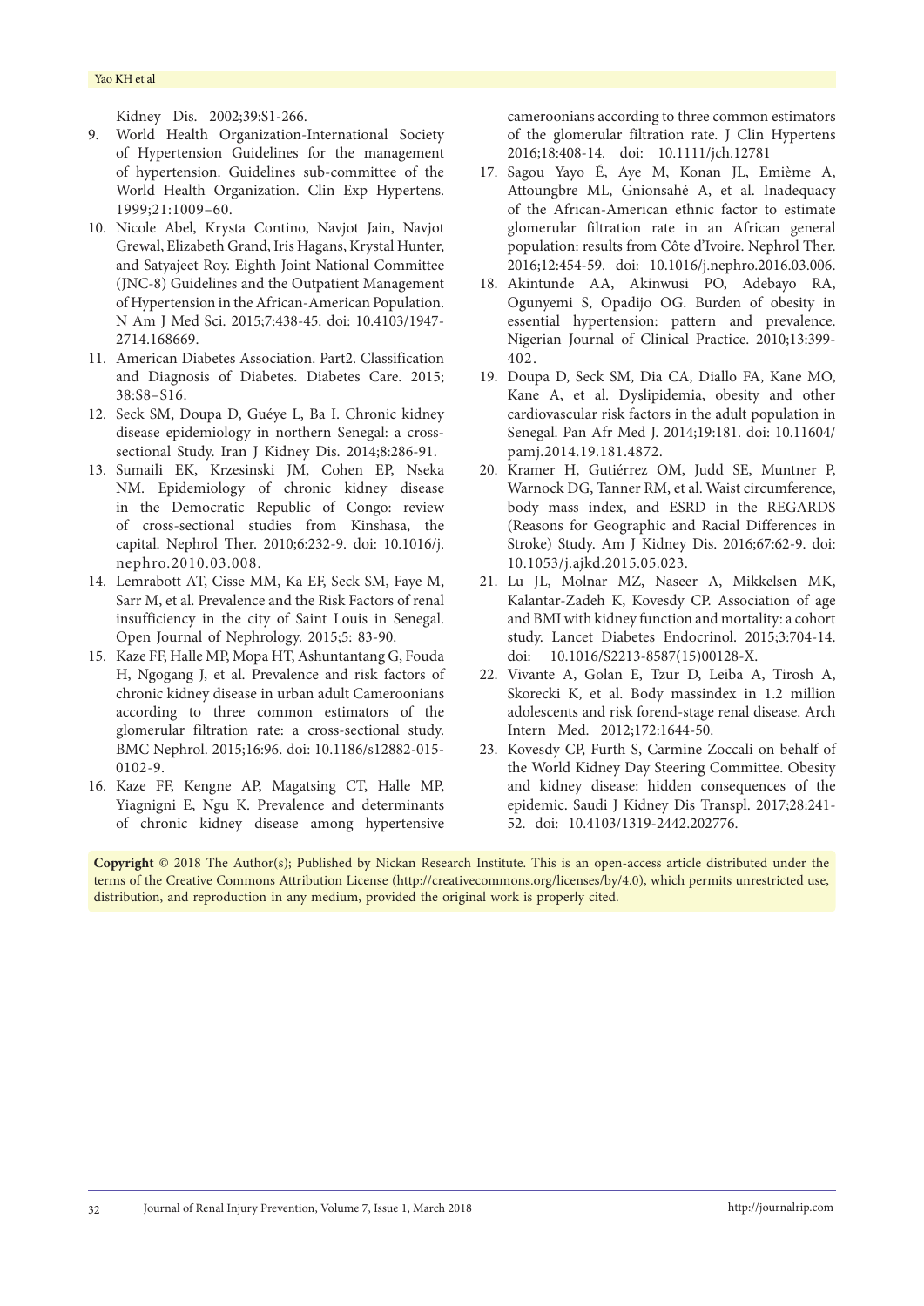Kidney Dis. 2002;39:S1-266.

9. World Health Organization-International Society of Hypertension Guidelines for the management of hypertension. Guidelines sub-committee of the World Health Organization. Clin Exp Hypertens. 1999;21:1009–60.
10. Nicole Abel, Krysta Contino, Navjot Jain, Navjot Grewal, Elizabeth Grand, Iris Hagans, Krystal Hunter, and Satyajeet Roy. Eighth Joint National Committee (JNC-8) Guidelines and the Outpatient Management of Hypertension in the African-American Population. N Am J Med Sci. 2015;7:438-45. doi: 10.4103/1947-2714.168669.
11. American Diabetes Association. Part2. Classification and Diagnosis of Diabetes. Diabetes Care. 2015; 38:S8–S16.
12. Seck SM, Doupa D, Guéye L, Ba I. Chronic kidney disease epidemiology in northern Senegal: a cross-sectional Study. Iran J Kidney Dis. 2014;8:286-91.
13. Sumaili EK, Krzesinski JM, Cohen EP, Nseka NM. Epidemiology of chronic kidney disease in the Democratic Republic of Congo: review of cross-sectional studies from Kinshasa, the capital. Nephrol Ther. 2010;6:232-9. doi: 10.1016/j.nephro.2010.03.008.
14. Lemrabott AT, Cisse MM, Ka EF, Seck SM, Faye M, Sarr M, et al. Prevalence and the Risk Factors of renal insufficiency in the city of Saint Louis in Senegal. Open Journal of Nephrology. 2015;5: 83-90.
15. Kaze FF, Halle MP, Mopa HT, Ashuntantang G, Fouda H, Ngogang J, et al. Prevalence and risk factors of chronic kidney disease in urban adult Cameroonians according to three common estimators of the glomerular filtration rate: a cross-sectional study. BMC Nephrol. 2015;16:96. doi: 10.1186/s12882-015-0102-9.
16. Kaze FF, Kengne AP, Magatsing CT, Halle MP, Yiagnigni E, Ngu K. Prevalence and determinants of chronic kidney disease among hypertensive cameroonians according to three common estimators of the glomerular filtration rate. J Clin Hypertens 2016;18:408-14. doi: 10.1111/jch.12781
17. Sagou Yayo É, Aye M, Konan JL, Emième A, Attoungbre ML, Gnionsahé A, et al. Inadequacy of the African-American ethnic factor to estimate glomerular filtration rate in an African general population: results from Côte d'Ivoire. Nephrol Ther. 2016;12:454-59. doi: 10.1016/j.nephro.2016.03.006.
18. Akintunde AA, Akinwusi PO, Adebayo RA, Ogunyemi S, Opadijo OG. Burden of obesity in essential hypertension: pattern and prevalence. Nigerian Journal of Clinical Practice. 2010;13:399-402.
19. Doupa D, Seck SM, Dia CA, Diallo FA, Kane MO, Kane A, et al. Dyslipidemia, obesity and other cardiovascular risk factors in the adult population in Senegal. Pan Afr Med J. 2014;19:181. doi: 10.11604/pamj.2014.19.181.4872.
20. Kramer H, Gutiérrez OM, Judd SE, Muntner P, Warnock DG, Tanner RM, et al. Waist circumference, body mass index, and ESRD in the REGARDS (Reasons for Geographic and Racial Differences in Stroke) Study. Am J Kidney Dis. 2016;67:62-9. doi: 10.1053/j.ajkd.2015.05.023.
21. Lu JL, Molnar MZ, Naseer A, Mikkelsen MK, Kalantar-Zadeh K, Kovesdy CP. Association of age and BMI with kidney function and mortality: a cohort study. Lancet Diabetes Endocrinol. 2015;3:704-14. doi: 10.1016/S2213-8587(15)00128-X.
22. Vivante A, Golan E, Tzur D, Leiba A, Tirosh A, Skorecki K, et al. Body massindex in 1.2 million adolescents and risk forend-stage renal disease. Arch Intern Med. 2012;172:1644-50.
23. Kovesdy CP, Furth S, Carmine Zoccali on behalf of the World Kidney Day Steering Committee. Obesity and kidney disease: hidden consequences of the epidemic. Saudi J Kidney Dis Transpl. 2017;28:241-52. doi: 10.4103/1319-2442.202776.

**Copyright** © 2018 The Author(s); Published by Nickan Research Institute. This is an open-access article distributed under the terms of the Creative Commons Attribution License (http://creativecommons.org/licenses/by/4.0), which permits unrestricted use, distribution, and reproduction in any medium, provided the original work is properly cited.